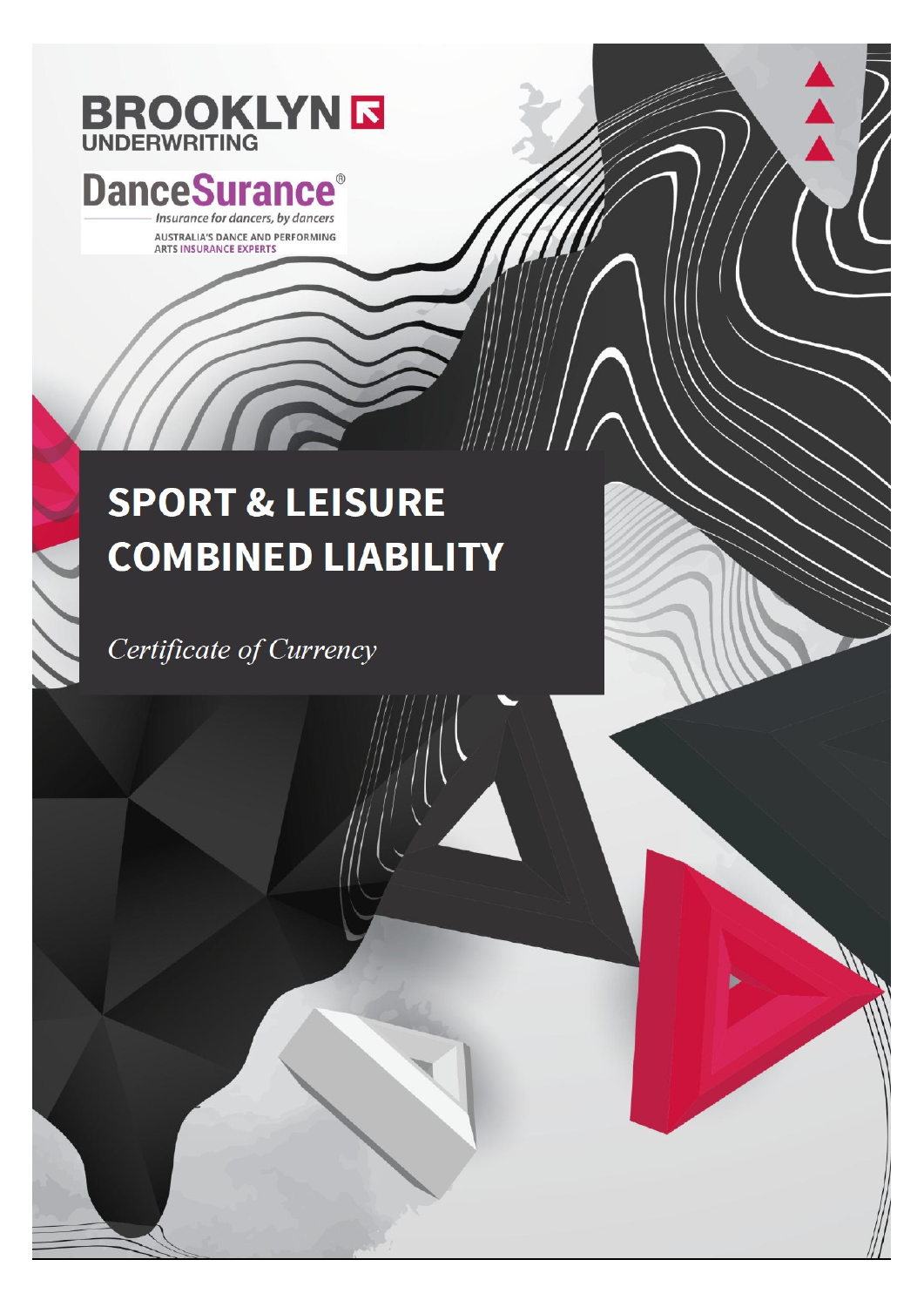BROOKLYN UNDERWRITING

DanceSurance®

*Insurance for dancers, by dancers*

AUSTRALIA'S DANCE AND PERFORMING ARTS INSURANCE EXPERTS

# SPORT & LEISURE COMBINED LIABILITY

*Certificate of Currency*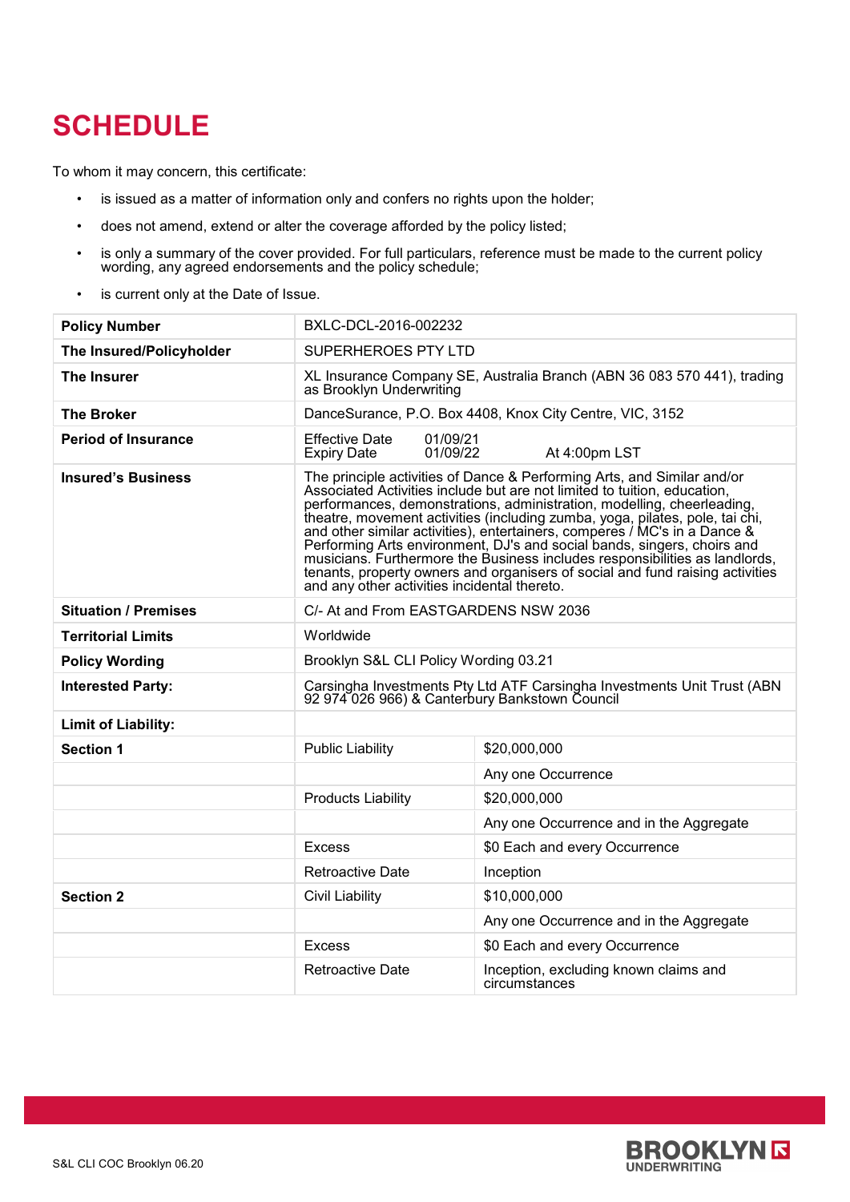# SCHEDULE

To whom it may concern, this certificate:

- is issued as a matter of information only and confers no rights upon the holder;
- does not amend, extend or alter the coverage afforded by the policy listed;
- is only a summary of the cover provided. For full particulars, reference must be made to the current policy wording, any agreed endorsements and the policy schedule;
- is current only at the Date of Issue.

| **Policy Number** | BXLC-DCL-2016-002232 | |
|---|---|---|
| **The Insured/Policyholder** | SUPERHEROES PTY LTD | |
| **The Insurer** | XL Insurance Company SE, Australia Branch (ABN 36 083 570 441), trading as Brooklyn Underwriting | |
| **The Broker** | DanceSurance, P.O. Box 4408, Knox City Centre, VIC, 3152 | |
| **Period of Insurance** | Effective Date 01/09/21<br>Expiry Date 01/09/22 At 4:00pm LST | |
| **Insured's Business** | The principle activities of Dance & Performing Arts, and Similar and/or Associated Activities include but are not limited to tuition, education, performances, demonstrations, administration, modelling, cheerleading, theatre, movement activities (including zumba, yoga, pilates, pole, tai chi, and other similar activities), entertainers, comperes / MC's in a Dance & Performing Arts environment, DJ's and social bands, singers, choirs and musicians. Furthermore the Business includes responsibilities as landlords, tenants, property owners and organisers of social and fund raising activities and any other activities incidental thereto. | |
| **Situation / Premises** | C/- At and From EASTGARDENS NSW 2036 | |
| **Territorial Limits** | Worldwide | |
| **Policy Wording** | Brooklyn S&L CLI Policy Wording 03.21 | |
| **Interested Party:** | Carsingha Investments Pty Ltd ATF Carsingha Investments Unit Trust (ABN 92 974 026 966) & Canterbury Bankstown Council | |
| **Limit of Liability:** | | |
| **Section 1** | Public Liability | $20,000,000 |
| | | Any one Occurrence |
| | Products Liability | $20,000,000 |
| | | Any one Occurrence and in the Aggregate |
| | Excess | $0 Each and every Occurrence |
| | Retroactive Date | Inception |
| **Section 2** | Civil Liability | $10,000,000 |
| | | Any one Occurrence and in the Aggregate |
| | Excess | $0 Each and every Occurrence |
| | Retroactive Date | Inception, excluding known claims and circumstances |

S&L CLI COC Brooklyn 06.20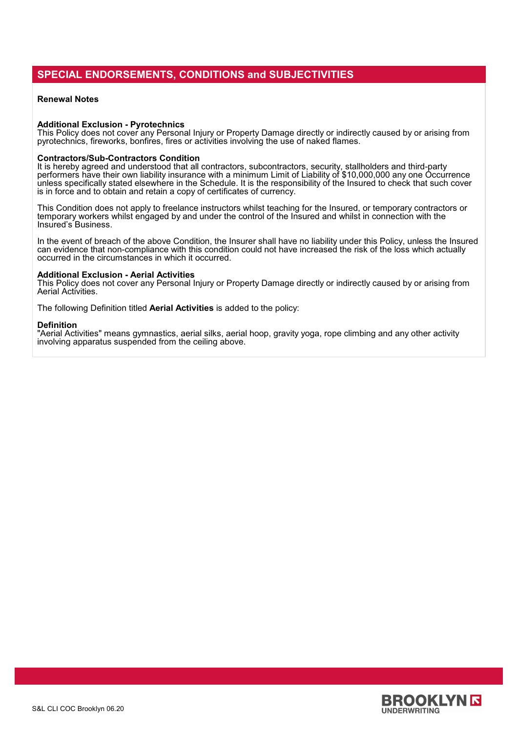## SPECIAL ENDORSEMENTS, CONDITIONS and SUBJECTIVITIES

**Renewal Notes**

**Additional Exclusion - Pyrotechnics**
This Policy does not cover any Personal Injury or Property Damage directly or indirectly caused by or arising from pyrotechnics, fireworks, bonfires, fires or activities involving the use of naked flames.

**Contractors/Sub-Contractors Condition**
It is hereby agreed and understood that all contractors, subcontractors, security, stallholders and third-party performers have their own liability insurance with a minimum Limit of Liability of $10,000,000 any one Occurrence unless specifically stated elsewhere in the Schedule. It is the responsibility of the Insured to check that such cover is in force and to obtain and retain a copy of certificates of currency.

This Condition does not apply to freelance instructors whilst teaching for the Insured, or temporary contractors or temporary workers whilst engaged by and under the control of the Insured and whilst in connection with the Insured's Business.

In the event of breach of the above Condition, the Insurer shall have no liability under this Policy, unless the Insured can evidence that non-compliance with this condition could not have increased the risk of the loss which actually occurred in the circumstances in which it occurred.

**Additional Exclusion - Aerial Activities**
This Policy does not cover any Personal Injury or Property Damage directly or indirectly caused by or arising from Aerial Activities.

The following Definition titled **Aerial Activities** is added to the policy:

**Definition**
"Aerial Activities" means gymnastics, aerial silks, aerial hoop, gravity yoga, rope climbing and any other activity involving apparatus suspended from the ceiling above.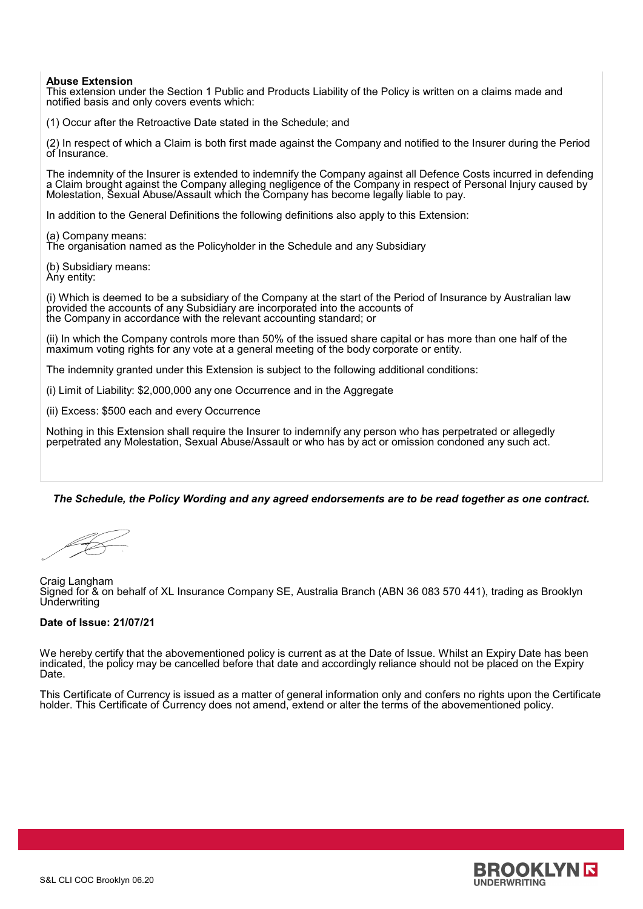**Abuse Extension**
This extension under the Section 1 Public and Products Liability of the Policy is written on a claims made and notified basis and only covers events which:

(1) Occur after the Retroactive Date stated in the Schedule; and

(2) In respect of which a Claim is both first made against the Company and notified to the Insurer during the Period of Insurance.

The indemnity of the Insurer is extended to indemnify the Company against all Defence Costs incurred in defending a Claim brought against the Company alleging negligence of the Company in respect of Personal Injury caused by Molestation, Sexual Abuse/Assault which the Company has become legally liable to pay.

In addition to the General Definitions the following definitions also apply to this Extension:

(a) Company means:
The organisation named as the Policyholder in the Schedule and any Subsidiary

(b) Subsidiary means:
Any entity:

(i) Which is deemed to be a subsidiary of the Company at the start of the Period of Insurance by Australian law provided the accounts of any Subsidiary are incorporated into the accounts of the Company in accordance with the relevant accounting standard; or

(ii) In which the Company controls more than 50% of the issued share capital or has more than one half of the maximum voting rights for any vote at a general meeting of the body corporate or entity.

The indemnity granted under this Extension is subject to the following additional conditions:

(i) Limit of Liability: $2,000,000 any one Occurrence and in the Aggregate

(ii) Excess: $500 each and every Occurrence

Nothing in this Extension shall require the Insurer to indemnify any person who has perpetrated or allegedly perpetrated any Molestation, Sexual Abuse/Assault or who has by act or omission condoned any such act.

***The Schedule, the Policy Wording and any agreed endorsements are to be read together as one contract.***

Craig Langham
Signed for & on behalf of XL Insurance Company SE, Australia Branch (ABN 36 083 570 441), trading as Brooklyn Underwriting

**Date of Issue: 21/07/21**

We hereby certify that the abovementioned policy is current as at the Date of Issue. Whilst an Expiry Date has been indicated, the policy may be cancelled before that date and accordingly reliance should not be placed on the Expiry Date.

This Certificate of Currency is issued as a matter of general information only and confers no rights upon the Certificate holder. This Certificate of Currency does not amend, extend or alter the terms of the abovementioned policy.

S&L CLI COC Brooklyn 06.20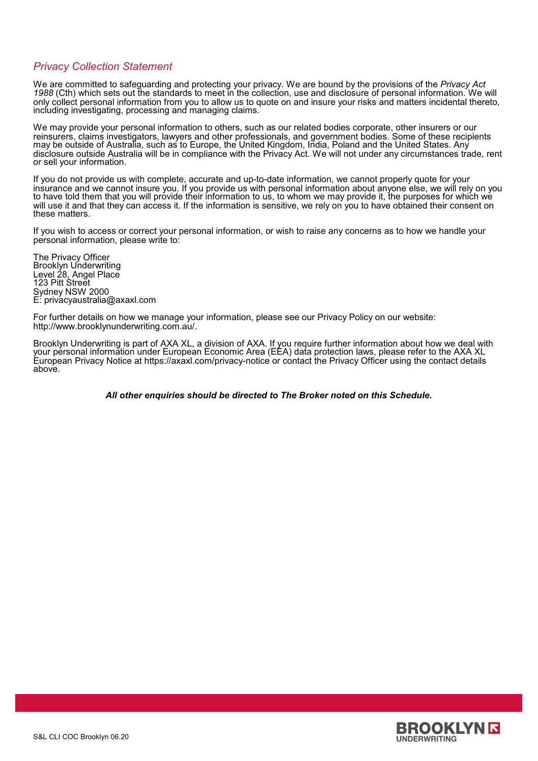## *Privacy Collection Statement*

We are committed to safeguarding and protecting your privacy. We are bound by the provisions of the *Privacy Act 1988* (Cth) which sets out the standards to meet in the collection, use and disclosure of personal information. We will only collect personal information from you to allow us to quote on and insure your risks and matters incidental thereto, including investigating, processing and managing claims.

We may provide your personal information to others, such as our related bodies corporate, other insurers or our reinsurers, claims investigators, lawyers and other professionals, and government bodies. Some of these recipients may be outside of Australia, such as to Europe, the United Kingdom, India, Poland and the United States. Any disclosure outside Australia will be in compliance with the Privacy Act. We will not under any circumstances trade, rent or sell your information.

If you do not provide us with complete, accurate and up-to-date information, we cannot properly quote for your insurance and we cannot insure you. If you provide us with personal information about anyone else, we will rely on you to have told them that you will provide their information to us, to whom we may provide it, the purposes for which we will use it and that they can access it. If the information is sensitive, we rely on you to have obtained their consent on these matters.

If you wish to access or correct your personal information, or wish to raise any concerns as to how we handle your personal information, please write to:

The Privacy Officer
Brooklyn Underwriting
Level 28, Angel Place
123 Pitt Street
Sydney NSW 2000
E: privacyaustralia@axaxl.com

For further details on how we manage your information, please see our Privacy Policy on our website: http://www.brooklynunderwriting.com.au/.

Brooklyn Underwriting is part of AXA XL, a division of AXA. If you require further information about how we deal with your personal information under European Economic Area (EEA) data protection laws, please refer to the AXA XL European Privacy Notice at https://axaxl.com/privacy-notice or contact the Privacy Officer using the contact details above.

***All other enquiries should be directed to The Broker noted on this Schedule.***

S&L CLI COC Brooklyn 06.20

BROOKLYN UNDERWRITING